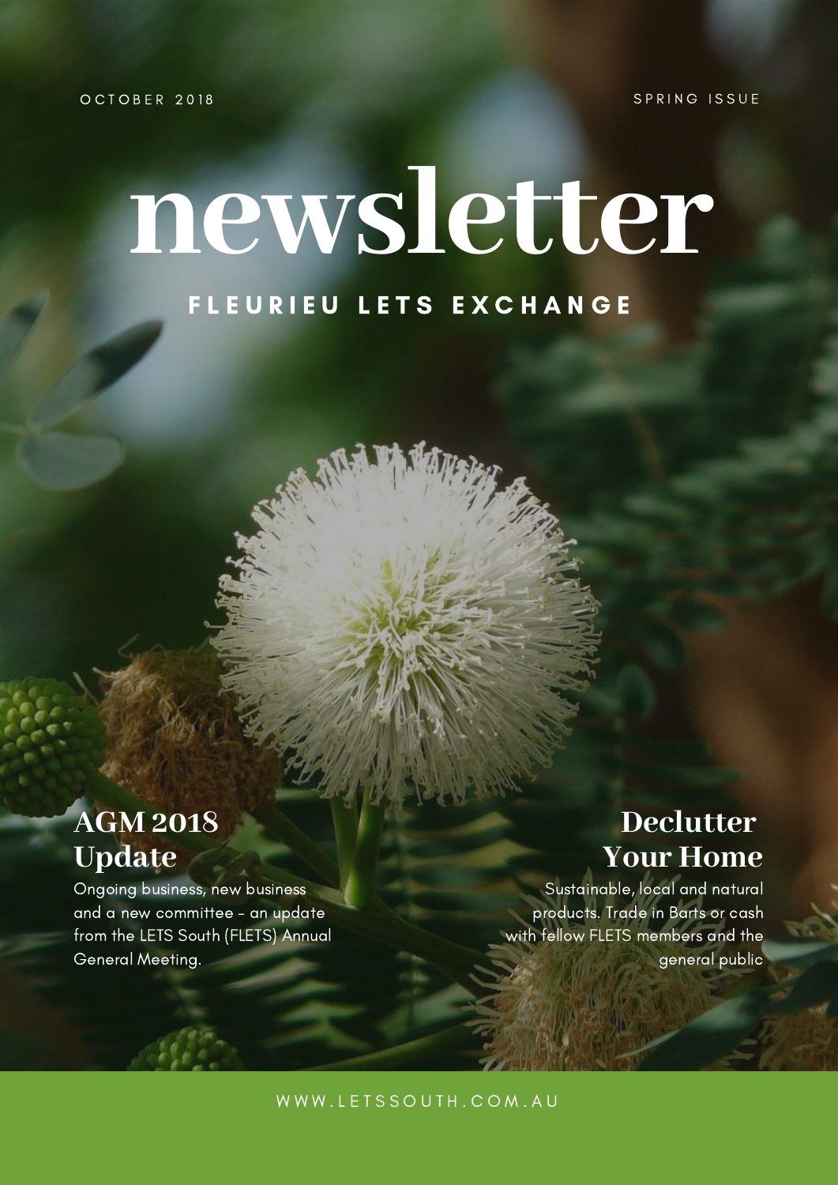OCTOBER 2018

SPRING ISSUE

# newsletter

## FLEURIEU LETS EXCHANGE

### AGM 2018 Update

Ongoing business, new business and a new committee - an update from the LETS South (FLETS) Annual General Meeting.

### Declutter Your Home

Sustainable, local and natural products. Trade in Barts or cash with fellow FLETS members and the general public

WWW.LETSSOUTH.COM.AU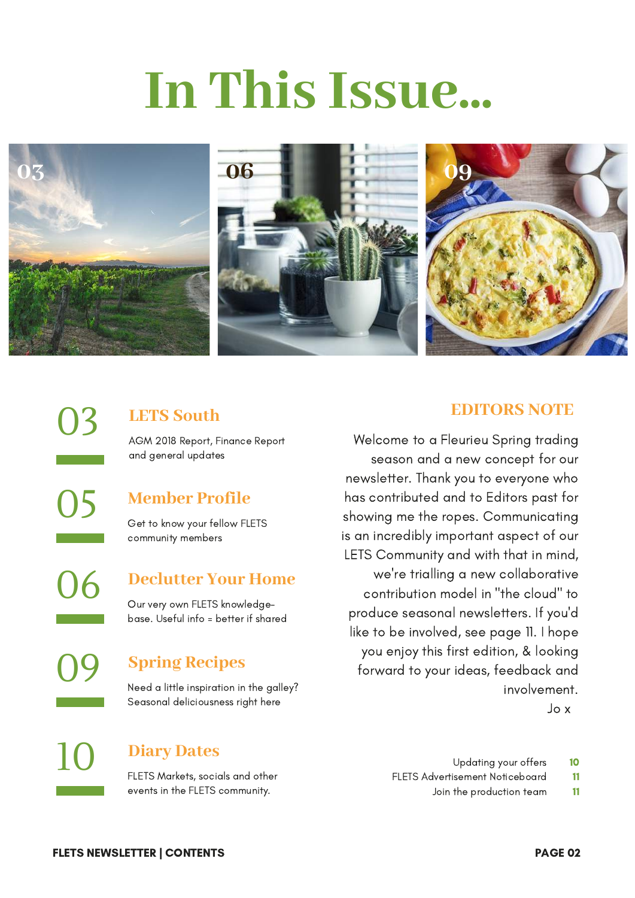# In This Issue...

03

06

09

## 03 LETS South

AGM 2018 Report, Finance Report and general updates

## 05 Member Profile

Get to know your fellow FLETS community members

## 06 Declutter Your Home

Our very own FLETS knowledge-base. Useful info = better if shared

## 09 Spring Recipes

Need a little inspiration in the galley? Seasonal deliciousness right here

## 10 Diary Dates

FLETS Markets, socials and other events in the FLETS community.

## EDITORS NOTE

Welcome to a Fleurieu Spring trading season and a new concept for our newsletter. Thank you to everyone who has contributed and to Editors past for showing me the ropes. Communicating is an incredibly important aspect of our LETS Community and with that in mind, we're trialling a new collaborative contribution model in "the cloud" to produce seasonal newsletters. If you'd like to be involved, see page 11. I hope you enjoy this first edition, & looking forward to your ideas, feedback and involvement.

Jo x

Updating your offers 10
FLETS Advertisement Noticeboard 11
Join the production team 11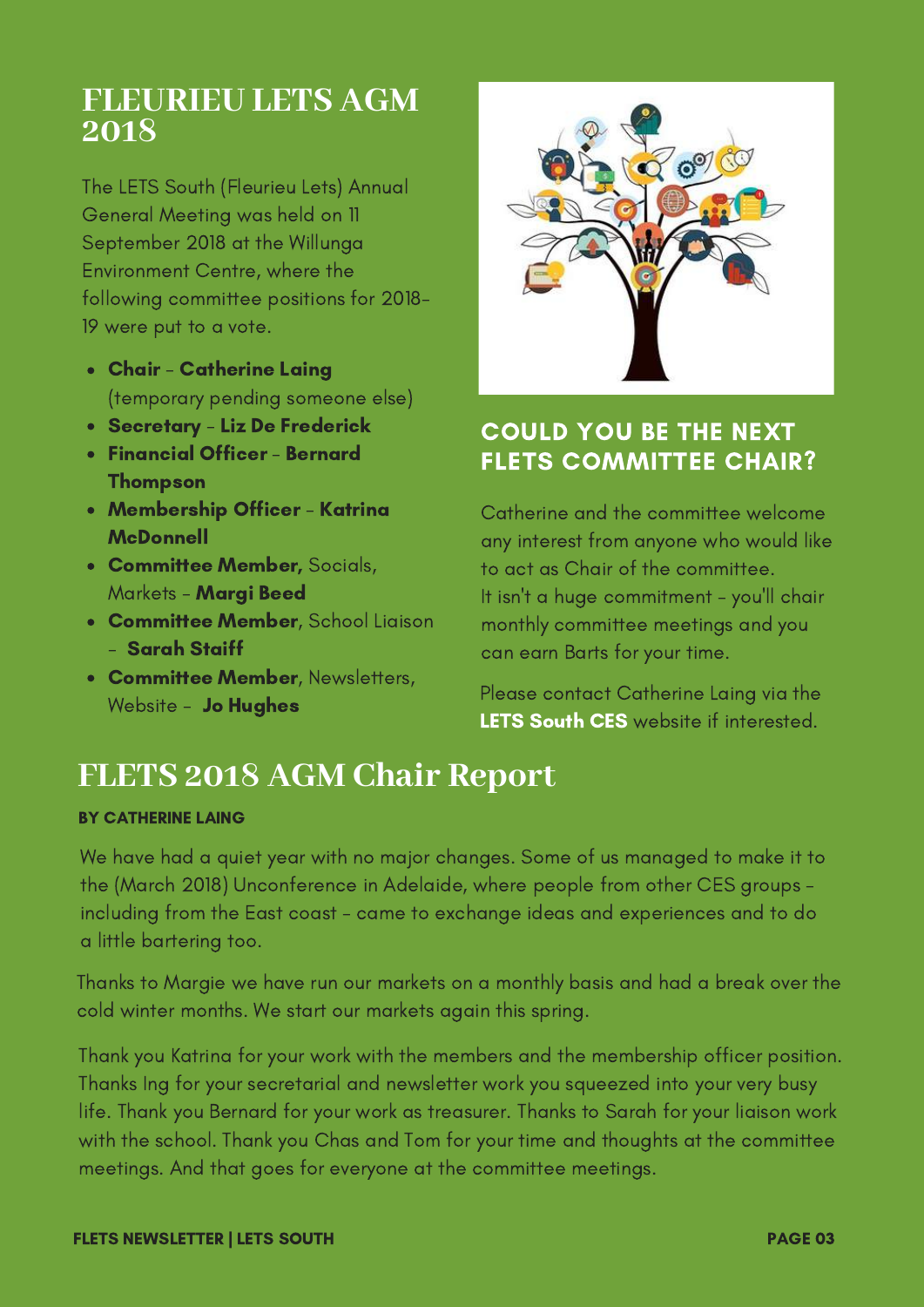# FLEURIEU LETS AGM 2018

The LETS South (Fleurieu Lets) Annual General Meeting was held on 11 September 2018 at the Willunga Environment Centre, where the following committee positions for 2018-19 were put to a vote.

- **Chair - Catherine Laing** (temporary pending someone else)
- **Secretary - Liz De Frederick**
- **Financial Officer - Bernard Thompson**
- **Membership Officer - Katrina McDonnell**
- **Committee Member,** Socials, Markets - **Margi Beed**
- **Committee Member**, School Liaison - **Sarah Staiff**
- **Committee Member**, Newsletters, Website - **Jo Hughes**

## COULD YOU BE THE NEXT FLETS COMMITTEE CHAIR?

Catherine and the committee welcome any interest from anyone who would like to act as Chair of the committee.
It isn't a huge commitment - you'll chair monthly committee meetings and you can earn Barts for your time.

Please contact Catherine Laing via the **LETS South CES** website if interested.

# FLETS 2018 AGM Chair Report

**BY CATHERINE LAING**

We have had a quiet year with no major changes. Some of us managed to make it to the (March 2018) Unconference in Adelaide, where people from other CES groups - including from the East coast - came to exchange ideas and experiences and to do a little bartering too.

Thanks to Margie we have run our markets on a monthly basis and had a break over the cold winter months. We start our markets again this spring.

Thank you Katrina for your work with the members and the membership officer position. Thanks Ing for your secretarial and newsletter work you squeezed into your very busy life. Thank you Bernard for your work as treasurer. Thanks to Sarah for your liaison work with the school. Thank you Chas and Tom for your time and thoughts at the committee meetings. And that goes for everyone at the committee meetings.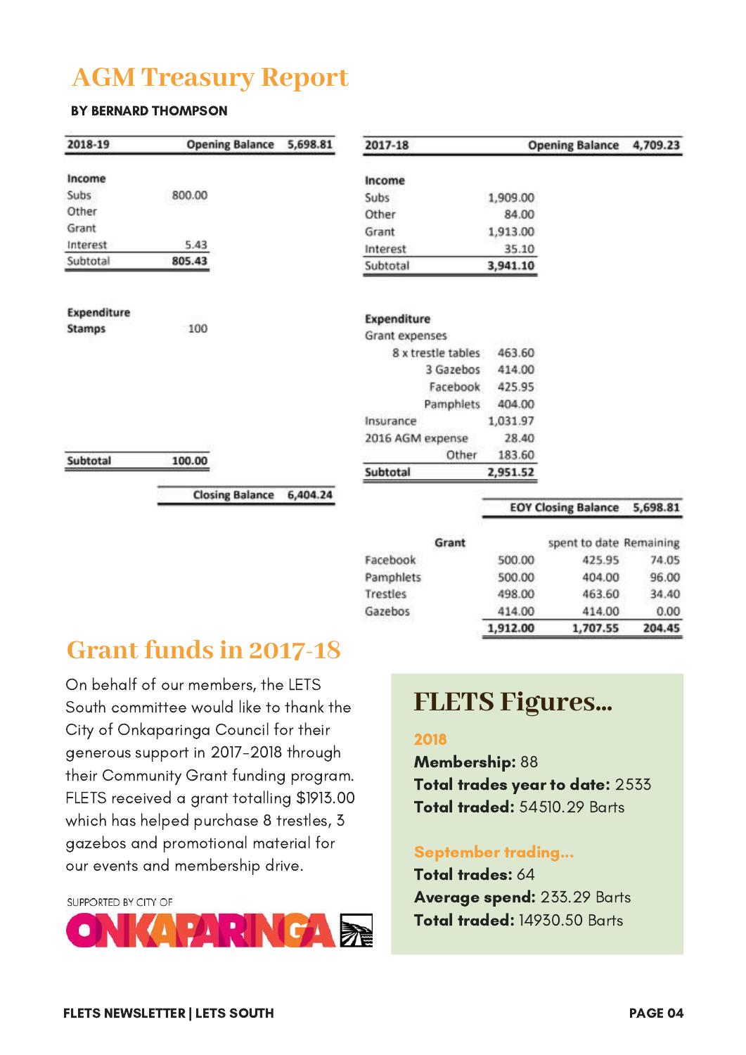# AGM Treasury Report

**BY BERNARD THOMPSON**

| 2018-19 | | Opening Balance | 5,698.81 |
|---|---|---|---|
| **Income** | | | |
| Subs | 800.00 | | |
| Other | | | |
| Grant | | | |
| Interest | 5.43 | | |
| Subtotal | **805.43** | | |
| **Expenditure** | | | |
| **Stamps** | 100 | | |
| **Subtotal** | **100.00** | | |
| | | **Closing Balance** | **6,404.24** |

| 2017-18 | | | Opening Balance | 4,709.23 |
|---|---|---|---|---|
| **Income** | | | | |
| Subs | | 1,909.00 | | |
| Other | | 84.00 | | |
| Grant | | 1,913.00 | | |
| Interest | | 35.10 | | |
| Subtotal | | **3,941.10** | | |
| **Expenditure** | | | | |
| Grant expenses | | | | |
| | 8 x trestle tables | 463.60 | | |
| | 3 Gazebos | 414.00 | | |
| | Facebook | 425.95 | | |
| | Pamphlets | 404.00 | | |
| Insurance | | 1,031.97 | | |
| 2016 AGM expense | | 28.40 | | |
| | Other | 183.60 | | |
| **Subtotal** | | **2,951.52** | | |
| | | | **EOY Closing Balance** | **5,698.81** |

| | Grant | spent to date | Remaining |
|---|---|---|---|
| Facebook | 500.00 | 425.95 | 74.05 |
| Pamphlets | 500.00 | 404.00 | 96.00 |
| Trestles | 498.00 | 463.60 | 34.40 |
| Gazebos | 414.00 | 414.00 | 0.00 |
| | **1,912.00** | **1,707.55** | **204.45** |

## Grant funds in 2017-18

On behalf of our members, the LETS South committee would like to thank the City of Onkaparinga Council for their generous support in 2017-2018 through their Community Grant funding program. FLETS received a grant totalling $1913.00 which has helped purchase 8 trestles, 3 gazebos and promotional material for our events and membership drive.

SUPPORTED BY CITY OF ONKAPARINGA

## FLETS Figures...

**2018**

**Membership:** 88
**Total trades year to date:** 2533
**Total traded:** 54510.29 Barts

**September trading...**

**Total trades:** 64
**Average spend:** 233.29 Barts
**Total traded:** 14930.50 Barts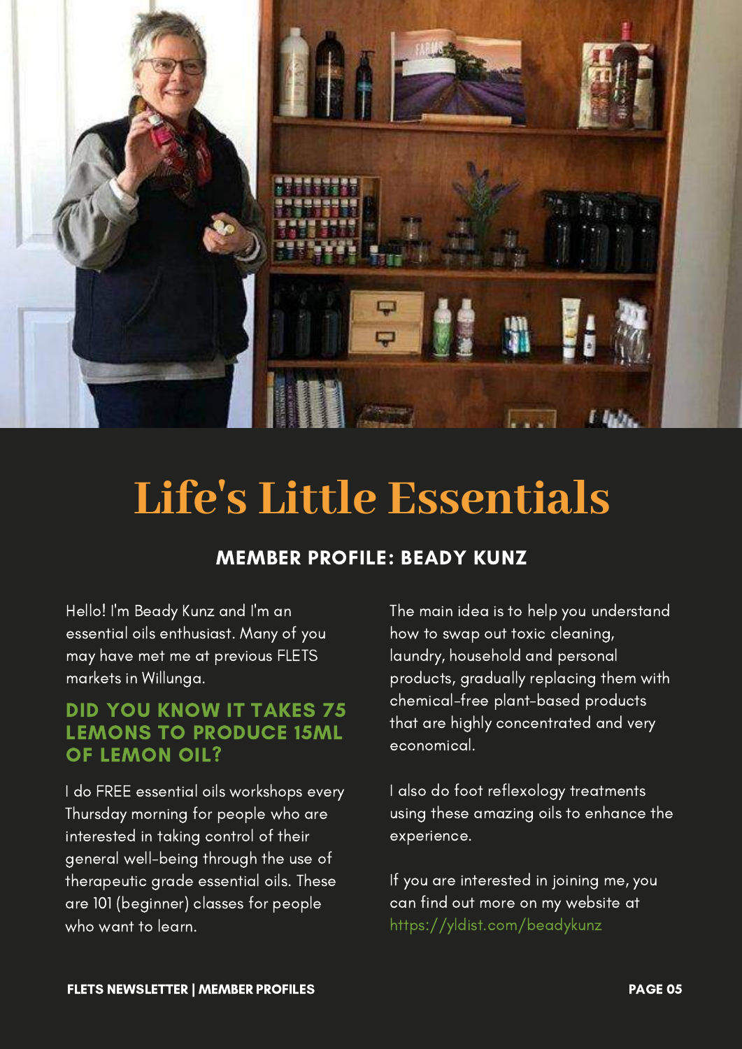# Life's Little Essentials

## MEMBER PROFILE: BEADY KUNZ

Hello! I'm Beady Kunz and I'm an essential oils enthusiast. Many of you may have met me at previous FLETS markets in Willunga.

### DID YOU KNOW IT TAKES 75 LEMONS TO PRODUCE 15ML OF LEMON OIL?

I do FREE essential oils workshops every Thursday morning for people who are interested in taking control of their general well-being through the use of therapeutic grade essential oils. These are 101 (beginner) classes for people who want to learn.

The main idea is to help you understand how to swap out toxic cleaning, laundry, household and personal products, gradually replacing them with chemical-free plant-based products that are highly concentrated and very economical.

I also do foot reflexology treatments using these amazing oils to enhance the experience.

If you are interested in joining me, you can find out more on my website at https://yldist.com/beadykunz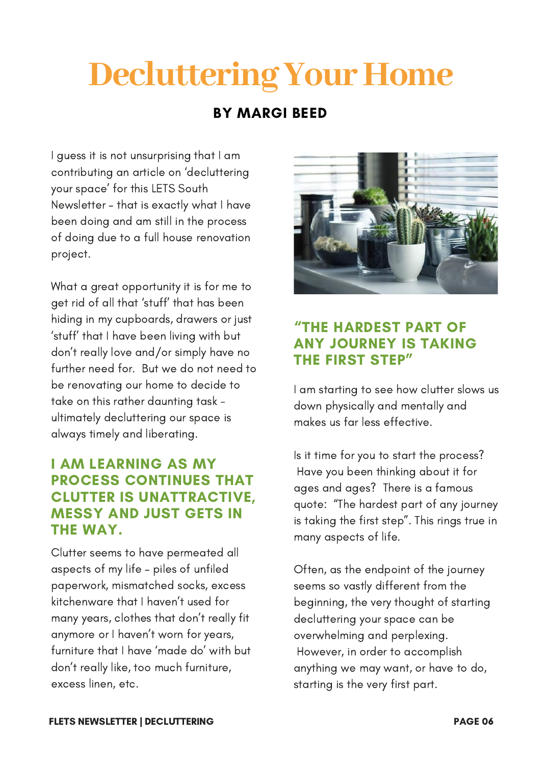# Decluttering Your Home

### BY MARGI BEED

I guess it is not unsurprising that I am contributing an article on 'decluttering your space' for this LETS South Newsletter - that is exactly what I have been doing and am still in the process of doing due to a full house renovation project.

What a great opportunity it is for me to get rid of all that 'stuff' that has been hiding in my cupboards, drawers or just 'stuff' that I have been living with but don't really love and/or simply have no further need for. But we do not need to be renovating our home to decide to take on this rather daunting task - ultimately decluttering our space is always timely and liberating.

## I AM LEARNING AS MY PROCESS CONTINUES THAT CLUTTER IS UNATTRACTIVE, MESSY AND JUST GETS IN THE WAY.

Clutter seems to have permeated all aspects of my life - piles of unfiled paperwork, mismatched socks, excess kitchenware that I haven't used for many years, clothes that don't really fit anymore or I haven't worn for years, furniture that I have 'made do' with but don't really like, too much furniture, excess linen, etc.

## "THE HARDEST PART OF ANY JOURNEY IS TAKING THE FIRST STEP"

I am starting to see how clutter slows us down physically and mentally and makes us far less effective.

Is it time for you to start the process? Have you been thinking about it for ages and ages? There is a famous quote: "The hardest part of any journey is taking the first step". This rings true in many aspects of life.

Often, as the endpoint of the journey seems so vastly different from the beginning, the very thought of starting decluttering your space can be overwhelming and perplexing. However, in order to accomplish anything we may want, or have to do, starting is the very first part.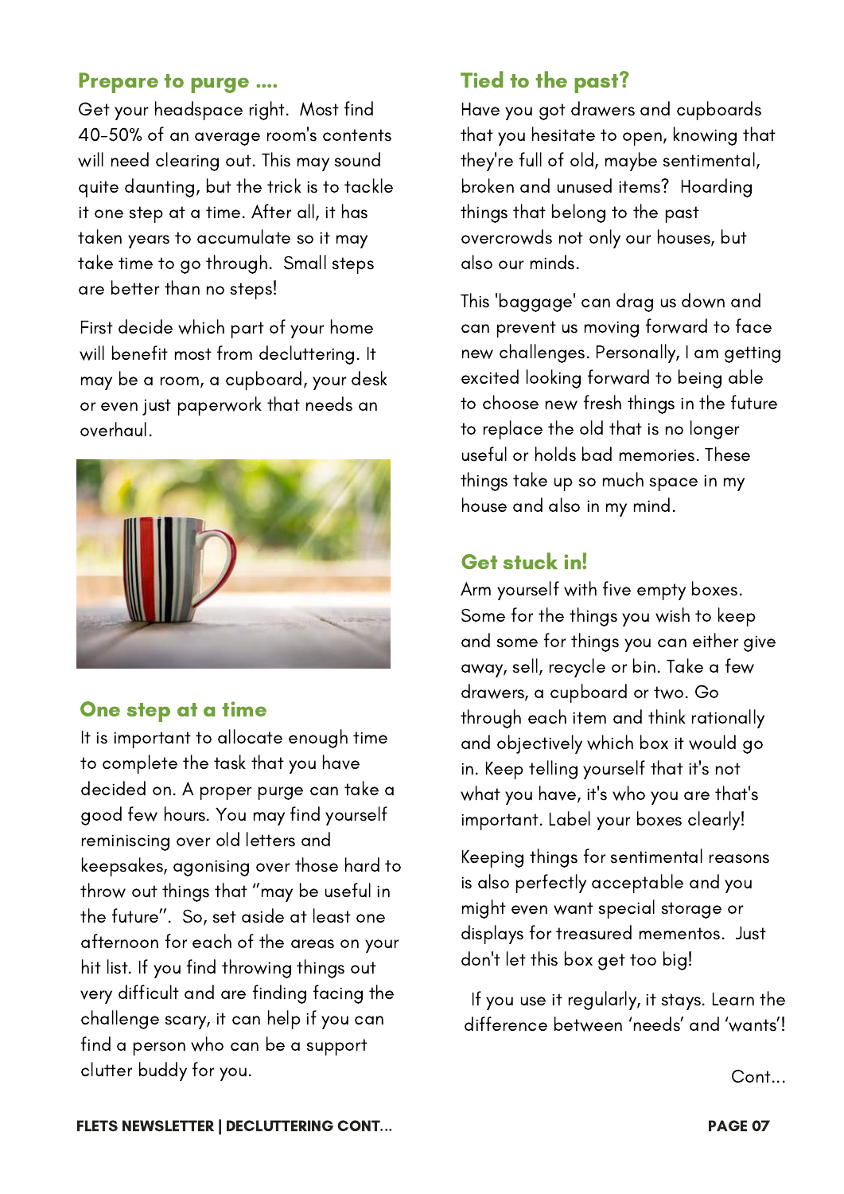## Prepare to purge ....

Get your headspace right. Most find 40-50% of an average room's contents will need clearing out. This may sound quite daunting, but the trick is to tackle it one step at a time. After all, it has taken years to accumulate so it may take time to go through. Small steps are better than no steps!

First decide which part of your home will benefit most from decluttering. It may be a room, a cupboard, your desk or even just paperwork that needs an overhaul.

## One step at a time

It is important to allocate enough time to complete the task that you have decided on. A proper purge can take a good few hours. You may find yourself reminiscing over old letters and keepsakes, agonising over those hard to throw out things that "may be useful in the future". So, set aside at least one afternoon for each of the areas on your hit list. If you find throwing things out very difficult and are finding facing the challenge scary, it can help if you can find a person who can be a support clutter buddy for you.

## Tied to the past?

Have you got drawers and cupboards that you hesitate to open, knowing that they're full of old, maybe sentimental, broken and unused items? Hoarding things that belong to the past overcrowds not only our houses, but also our minds.

This 'baggage' can drag us down and can prevent us moving forward to face new challenges. Personally, I am getting excited looking forward to being able to choose new fresh things in the future to replace the old that is no longer useful or holds bad memories. These things take up so much space in my house and also in my mind.

## Get stuck in!

Arm yourself with five empty boxes. Some for the things you wish to keep and some for things you can either give away, sell, recycle or bin. Take a few drawers, a cupboard or two. Go through each item and think rationally and objectively which box it would go in. Keep telling yourself that it's not what you have, it's who you are that's important. Label your boxes clearly!

Keeping things for sentimental reasons is also perfectly acceptable and you might even want special storage or displays for treasured mementos. Just don't let this box get too big!

If you use it regularly, it stays. Learn the difference between 'needs' and 'wants'!

Cont...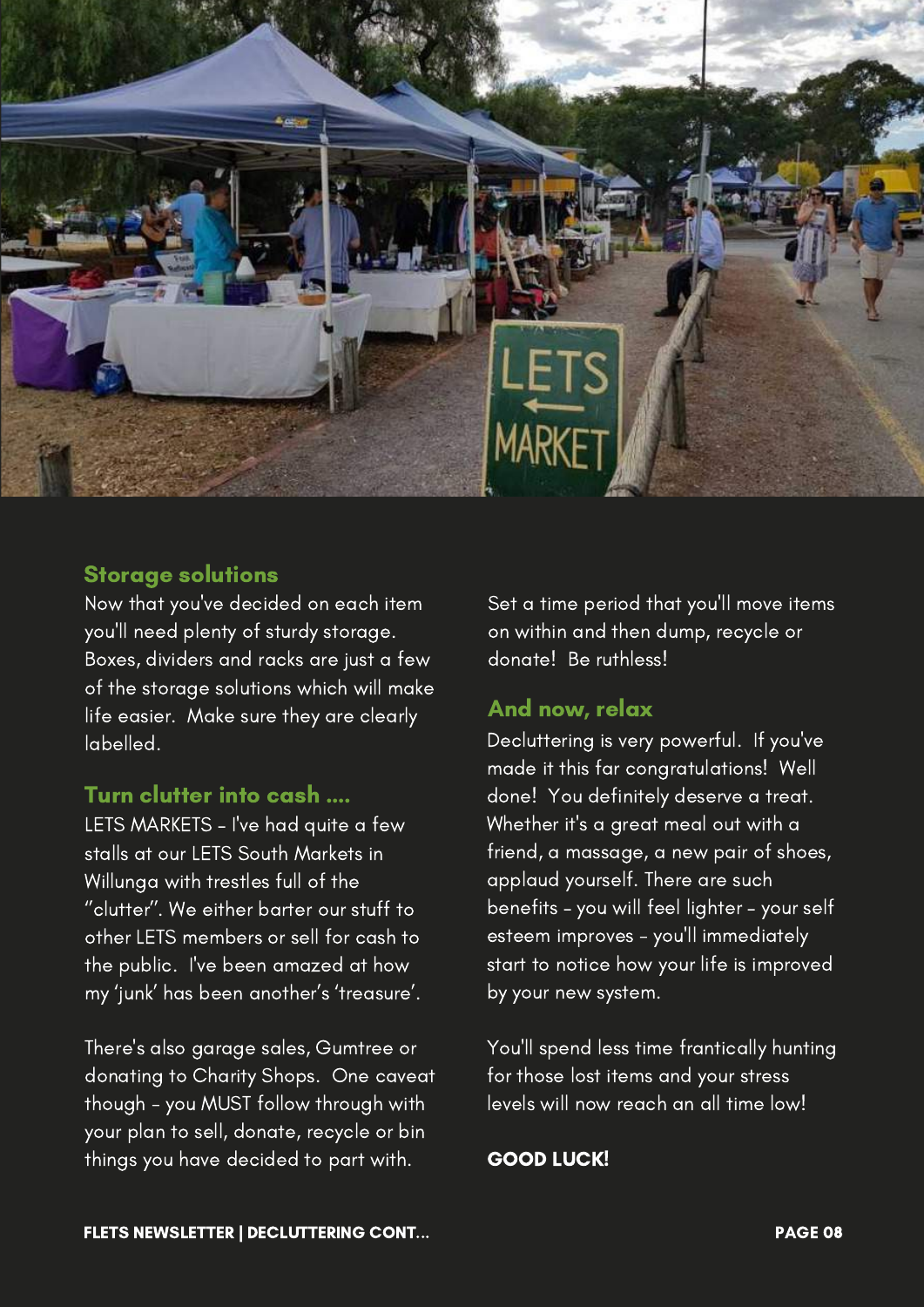## Storage solutions

Now that you've decided on each item you'll need plenty of sturdy storage. Boxes, dividers and racks are just a few of the storage solutions which will make life easier. Make sure they are clearly labelled.

## Turn clutter into cash ....

LETS MARKETS - I've had quite a few stalls at our LETS South Markets in Willunga with trestles full of the "clutter". We either barter our stuff to other LETS members or sell for cash to the public. I've been amazed at how my 'junk' has been another's 'treasure'.

There's also garage sales, Gumtree or donating to Charity Shops. One caveat though - you MUST follow through with your plan to sell, donate, recycle or bin things you have decided to part with.

Set a time period that you'll move items on within and then dump, recycle or donate! Be ruthless!

## And now, relax

Decluttering is very powerful. If you've made it this far congratulations! Well done! You definitely deserve a treat. Whether it's a great meal out with a friend, a massage, a new pair of shoes, applaud yourself. There are such benefits - you will feel lighter - your self esteem improves - you'll immediately start to notice how your life is improved by your new system.

You'll spend less time frantically hunting for those lost items and your stress levels will now reach an all time low!

**GOOD LUCK!**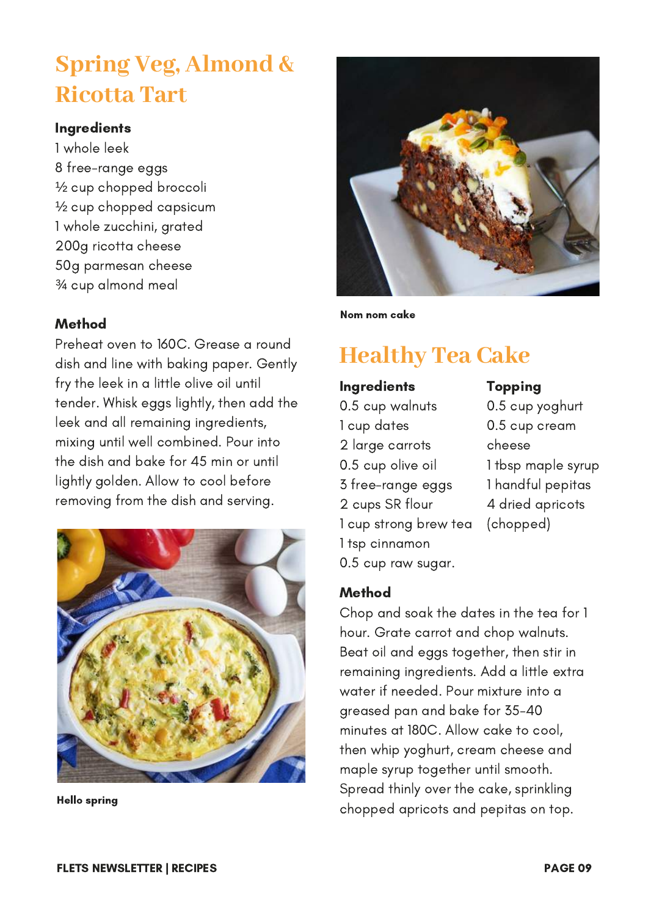## Spring Veg, Almond & Ricotta Tart

**Ingredients**

1 whole leek
8 free-range eggs
½ cup chopped broccoli
½ cup chopped capsicum
1 whole zucchini, grated
200g ricotta cheese
50g parmesan cheese
¾ cup almond meal

**Method**

Preheat oven to 160C. Grease a round dish and line with baking paper. Gently fry the leek in a little olive oil until tender. Whisk eggs lightly, then add the leek and all remaining ingredients, mixing until well combined. Pour into the dish and bake for 45 min or until lightly golden. Allow to cool before removing from the dish and serving.

**Hello spring**

**Nom nom cake**

## Healthy Tea Cake

**Ingredients**

0.5 cup walnuts
1 cup dates
2 large carrots
0.5 cup olive oil
3 free-range eggs
2 cups SR flour
1 cup strong brew tea
1 tsp cinnamon
0.5 cup raw sugar.

**Topping**

0.5 cup yoghurt
0.5 cup cream cheese
1 tbsp maple syrup
1 handful pepitas
4 dried apricots (chopped)

**Method**

Chop and soak the dates in the tea for 1 hour. Grate carrot and chop walnuts. Beat oil and eggs together, then stir in remaining ingredients. Add a little extra water if needed. Pour mixture into a greased pan and bake for 35-40 minutes at 180C. Allow cake to cool, then whip yoghurt, cream cheese and maple syrup together until smooth. Spread thinly over the cake, sprinkling chopped apricots and pepitas on top.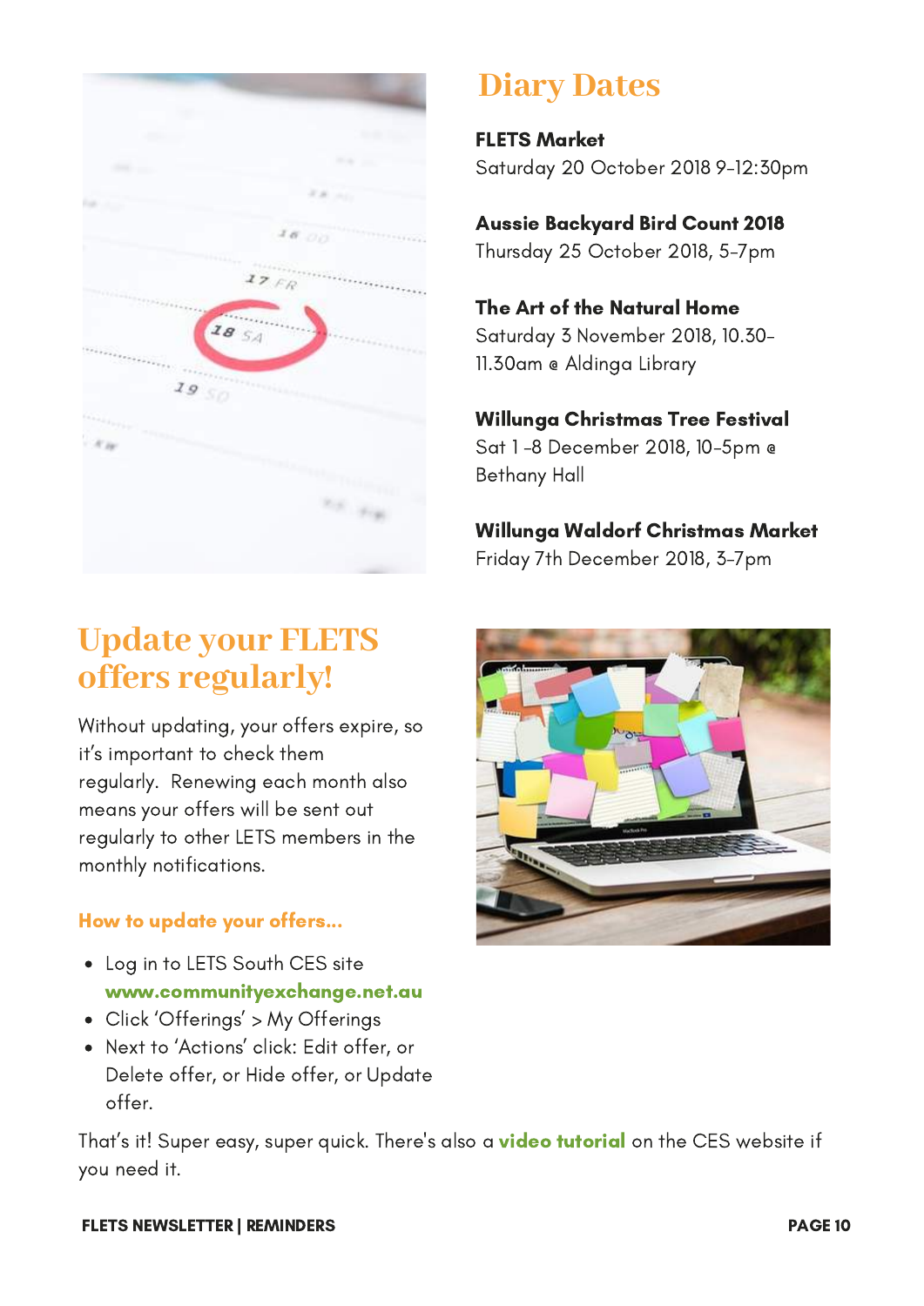## Diary Dates

**FLETS Market**
Saturday 20 October 2018 9-12:30pm

**Aussie Backyard Bird Count 2018**
Thursday 25 October 2018, 5-7pm

**The Art of the Natural Home**
Saturday 3 November 2018, 10.30-11.30am @ Aldinga Library

**Willunga Christmas Tree Festival**
Sat 1 -8 December 2018, 10-5pm @ Bethany Hall

**Willunga Waldorf Christmas Market**
Friday 7th December 2018, 3-7pm

## Update your FLETS offers regularly!

Without updating, your offers expire, so it's important to check them regularly. Renewing each month also means your offers will be sent out regularly to other LETS members in the monthly notifications.

### How to update your offers...

- Log in to LETS South CES site **www.communityexchange.net.au**
- Click 'Offerings' > My Offerings
- Next to 'Actions' click: Edit offer, or Delete offer, or Hide offer, or Update offer.

That's it! Super easy, super quick. There's also a **video tutorial** on the CES website if you need it.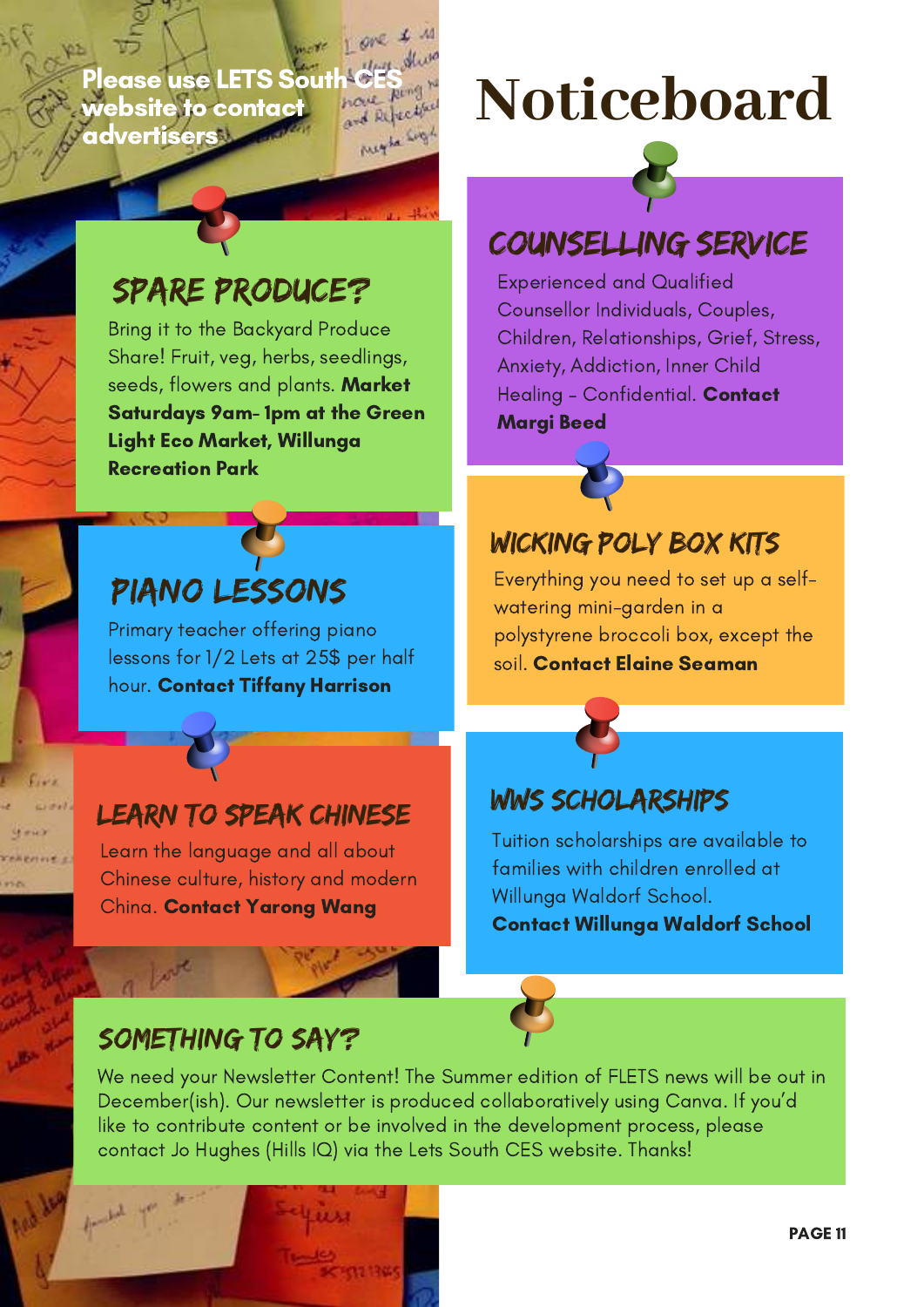Please use LETS South CES website to contact advertisers

# Noticeboard

## SPARE PRODUCE?

Bring it to the Backyard Produce Share! Fruit, veg, herbs, seedlings, seeds, flowers and plants. **Market Saturdays 9am- 1pm at the Green Light Eco Market, Willunga Recreation Park**

## PIANO LESSONS

Primary teacher offering piano lessons for 1/2 Lets at 25$ per half hour. **Contact Tiffany Harrison**

## LEARN TO SPEAK CHINESE

Learn the language and all about Chinese culture, history and modern China. **Contact Yarong Wang**

## COUNSELLING SERVICE

Experienced and Qualified Counsellor Individuals, Couples, Children, Relationships, Grief, Stress, Anxiety, Addiction, Inner Child Healing - Confidential. **Contact Margi Beed**

## WICKING POLY BOX KITS

Everything you need to set up a self-watering mini-garden in a polystyrene broccoli box, except the soil. **Contact Elaine Seaman**

## WWS SCHOLARSHIPS

Tuition scholarships are available to families with children enrolled at Willunga Waldorf School.
**Contact Willunga Waldorf School**

## SOMETHING TO SAY?

We need your Newsletter Content! The Summer edition of FLETS news will be out in December(ish). Our newsletter is produced collaboratively using Canva. If you'd like to contribute content or be involved in the development process, please contact Jo Hughes (Hills IQ) via the Lets South CES website. Thanks!